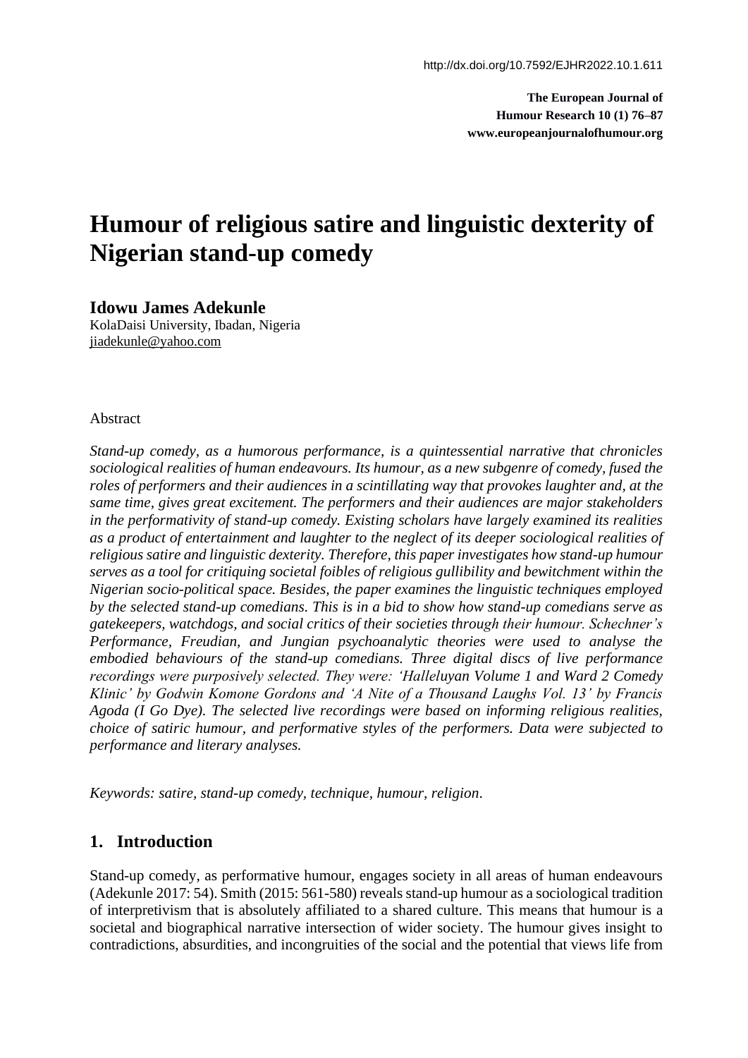http://dx.doi.org/10.7592/EJHR2022.10.1.611

**The European Journal of Humour Research 10 (1) 76–87**
**www.europeanjournalofhumour.org**

# Humour of religious satire and linguistic dexterity of Nigerian stand-up comedy

**Idowu James Adekunle**
KolaDaisi University, Ibadan, Nigeria
jiadekunle@yahoo.com

Abstract

*Stand-up comedy, as a humorous performance, is a quintessential narrative that chronicles sociological realities of human endeavours. Its humour, as a new subgenre of comedy, fused the roles of performers and their audiences in a scintillating way that provokes laughter and, at the same time, gives great excitement. The performers and their audiences are major stakeholders in the performativity of stand-up comedy. Existing scholars have largely examined its realities as a product of entertainment and laughter to the neglect of its deeper sociological realities of religious satire and linguistic dexterity. Therefore, this paper investigates how stand-up humour serves as a tool for critiquing societal foibles of religious gullibility and bewitchment within the Nigerian socio-political space. Besides, the paper examines the linguistic techniques employed by the selected stand-up comedians. This is in a bid to show how stand-up comedians serve as gatekeepers, watchdogs, and social critics of their societies through their humour. Schechner's Performance, Freudian, and Jungian psychoanalytic theories were used to analyse the embodied behaviours of the stand-up comedians. Three digital discs of live performance recordings were purposively selected. They were: 'Halleluyan Volume 1 and Ward 2 Comedy Klinic' by Godwin Komone Gordons and 'A Nite of a Thousand Laughs Vol. 13' by Francis Agoda (I Go Dye). The selected live recordings were based on informing religious realities, choice of satiric humour, and performative styles of the performers. Data were subjected to performance and literary analyses.*

*Keywords: satire, stand-up comedy, technique, humour, religion.*

## 1. Introduction

Stand-up comedy, as performative humour, engages society in all areas of human endeavours (Adekunle 2017: 54). Smith (2015: 561-580) reveals stand-up humour as a sociological tradition of interpretivism that is absolutely affiliated to a shared culture. This means that humour is a societal and biographical narrative intersection of wider society. The humour gives insight to contradictions, absurdities, and incongruities of the social and the potential that views life from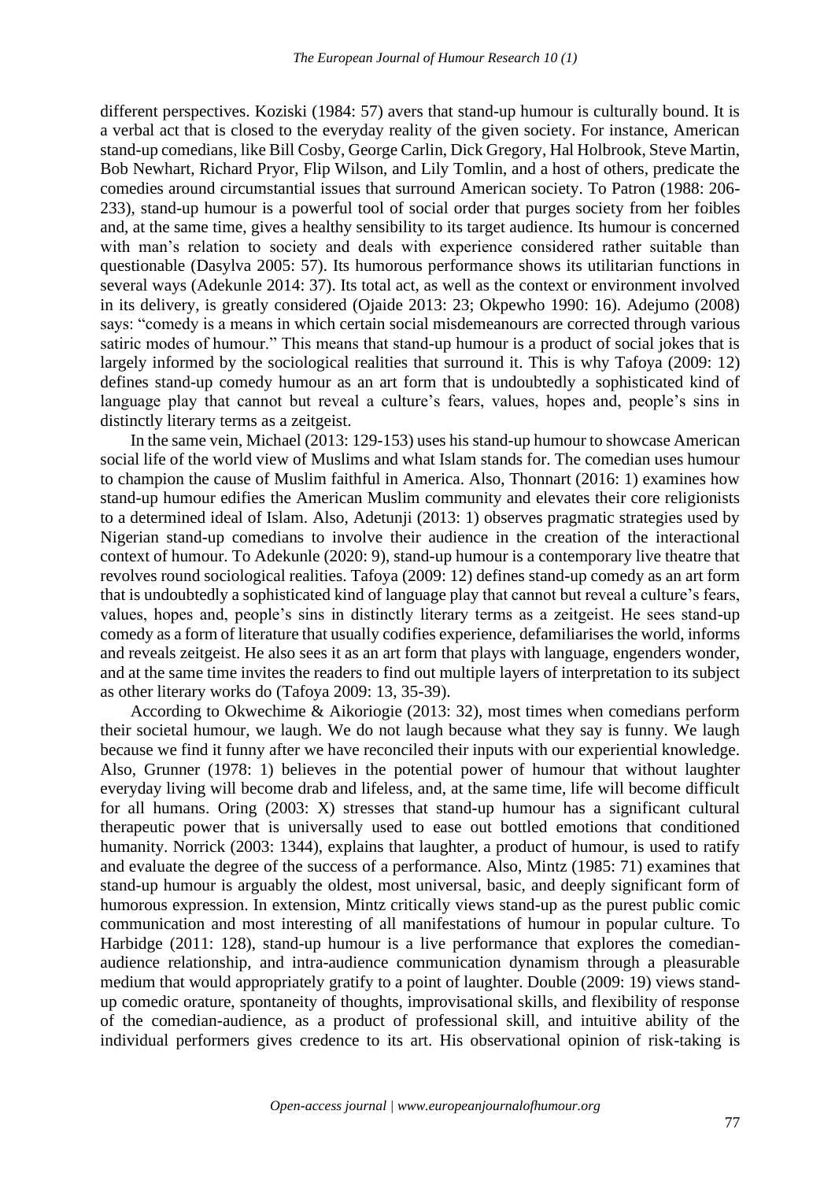different perspectives. Koziski (1984: 57) avers that stand-up humour is culturally bound. It is a verbal act that is closed to the everyday reality of the given society. For instance, American stand-up comedians, like Bill Cosby, George Carlin, Dick Gregory, Hal Holbrook, Steve Martin, Bob Newhart, Richard Pryor, Flip Wilson, and Lily Tomlin, and a host of others, predicate the comedies around circumstantial issues that surround American society. To Patron (1988: 206-233), stand-up humour is a powerful tool of social order that purges society from her foibles and, at the same time, gives a healthy sensibility to its target audience. Its humour is concerned with man's relation to society and deals with experience considered rather suitable than questionable (Dasylva 2005: 57). Its humorous performance shows its utilitarian functions in several ways (Adekunle 2014: 37). Its total act, as well as the context or environment involved in its delivery, is greatly considered (Ojaide 2013: 23; Okpewho 1990: 16). Adejumo (2008) says: "comedy is a means in which certain social misdemeanours are corrected through various satiric modes of humour." This means that stand-up humour is a product of social jokes that is largely informed by the sociological realities that surround it. This is why Tafoya (2009: 12) defines stand-up comedy humour as an art form that is undoubtedly a sophisticated kind of language play that cannot but reveal a culture's fears, values, hopes and, people's sins in distinctly literary terms as a zeitgeist.

In the same vein, Michael (2013: 129-153) uses his stand-up humour to showcase American social life of the world view of Muslims and what Islam stands for. The comedian uses humour to champion the cause of Muslim faithful in America. Also, Thonnart (2016: 1) examines how stand-up humour edifies the American Muslim community and elevates their core religionists to a determined ideal of Islam. Also, Adetunji (2013: 1) observes pragmatic strategies used by Nigerian stand-up comedians to involve their audience in the creation of the interactional context of humour. To Adekunle (2020: 9), stand-up humour is a contemporary live theatre that revolves round sociological realities. Tafoya (2009: 12) defines stand-up comedy as an art form that is undoubtedly a sophisticated kind of language play that cannot but reveal a culture's fears, values, hopes and, people's sins in distinctly literary terms as a zeitgeist. He sees stand-up comedy as a form of literature that usually codifies experience, defamiliarises the world, informs and reveals zeitgeist. He also sees it as an art form that plays with language, engenders wonder, and at the same time invites the readers to find out multiple layers of interpretation to its subject as other literary works do (Tafoya 2009: 13, 35-39).

According to Okwechime & Aikoriogie (2013: 32), most times when comedians perform their societal humour, we laugh. We do not laugh because what they say is funny. We laugh because we find it funny after we have reconciled their inputs with our experiential knowledge. Also, Grunner (1978: 1) believes in the potential power of humour that without laughter everyday living will become drab and lifeless, and, at the same time, life will become difficult for all humans. Oring (2003: X) stresses that stand-up humour has a significant cultural therapeutic power that is universally used to ease out bottled emotions that conditioned humanity. Norrick (2003: 1344), explains that laughter, a product of humour, is used to ratify and evaluate the degree of the success of a performance. Also, Mintz (1985: 71) examines that stand-up humour is arguably the oldest, most universal, basic, and deeply significant form of humorous expression. In extension, Mintz critically views stand-up as the purest public comic communication and most interesting of all manifestations of humour in popular culture. To Harbidge (2011: 128), stand-up humour is a live performance that explores the comedian-audience relationship, and intra-audience communication dynamism through a pleasurable medium that would appropriately gratify to a point of laughter. Double (2009: 19) views stand-up comedic orature, spontaneity of thoughts, improvisational skills, and flexibility of response of the comedian-audience, as a product of professional skill, and intuitive ability of the individual performers gives credence to its art. His observational opinion of risk-taking is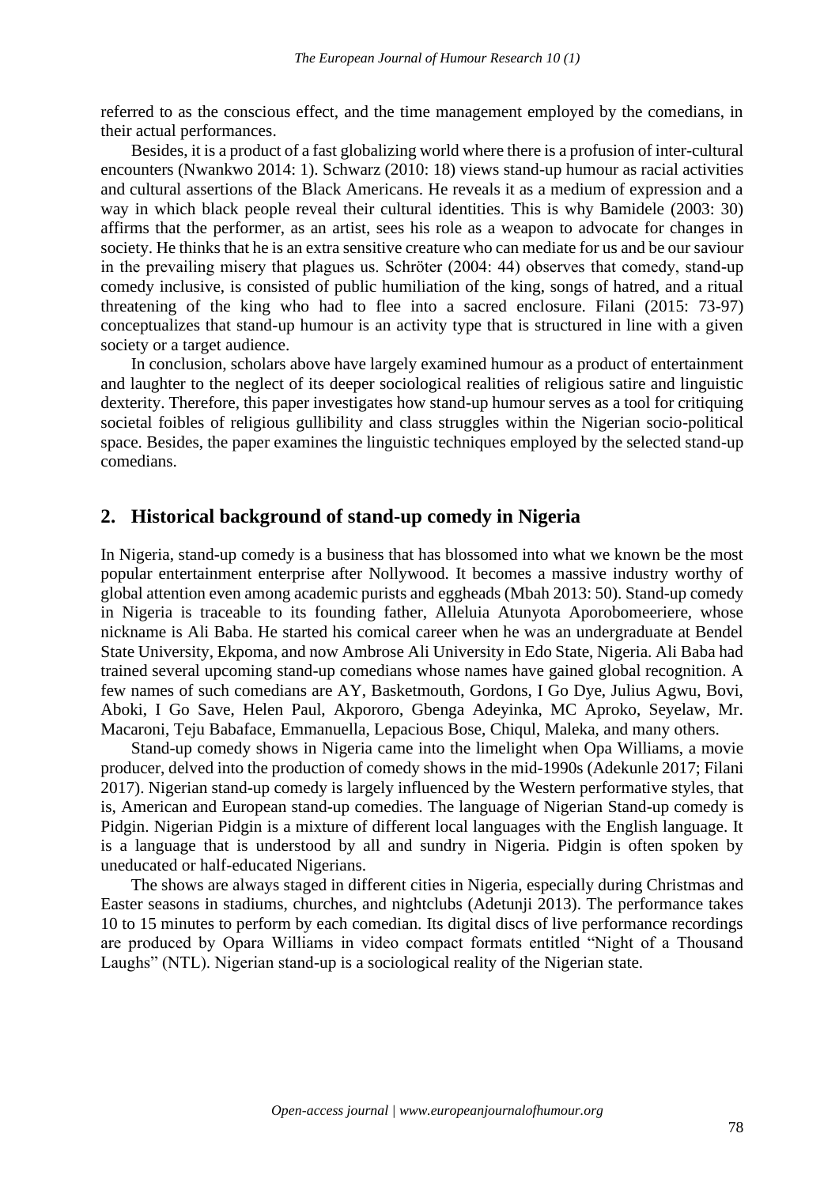referred to as the conscious effect, and the time management employed by the comedians, in their actual performances.

Besides, it is a product of a fast globalizing world where there is a profusion of inter-cultural encounters (Nwankwo 2014: 1). Schwarz (2010: 18) views stand-up humour as racial activities and cultural assertions of the Black Americans. He reveals it as a medium of expression and a way in which black people reveal their cultural identities. This is why Bamidele (2003: 30) affirms that the performer, as an artist, sees his role as a weapon to advocate for changes in society. He thinks that he is an extra sensitive creature who can mediate for us and be our saviour in the prevailing misery that plagues us. Schröter (2004: 44) observes that comedy, stand-up comedy inclusive, is consisted of public humiliation of the king, songs of hatred, and a ritual threatening of the king who had to flee into a sacred enclosure. Filani (2015: 73-97) conceptualizes that stand-up humour is an activity type that is structured in line with a given society or a target audience.

In conclusion, scholars above have largely examined humour as a product of entertainment and laughter to the neglect of its deeper sociological realities of religious satire and linguistic dexterity. Therefore, this paper investigates how stand-up humour serves as a tool for critiquing societal foibles of religious gullibility and class struggles within the Nigerian socio-political space. Besides, the paper examines the linguistic techniques employed by the selected stand-up comedians.

## 2. Historical background of stand-up comedy in Nigeria

In Nigeria, stand-up comedy is a business that has blossomed into what we known be the most popular entertainment enterprise after Nollywood. It becomes a massive industry worthy of global attention even among academic purists and eggheads (Mbah 2013: 50). Stand-up comedy in Nigeria is traceable to its founding father, Alleluia Atunyota Aporobomeeriere, whose nickname is Ali Baba. He started his comical career when he was an undergraduate at Bendel State University, Ekpoma, and now Ambrose Ali University in Edo State, Nigeria. Ali Baba had trained several upcoming stand-up comedians whose names have gained global recognition. A few names of such comedians are AY, Basketmouth, Gordons, I Go Dye, Julius Agwu, Bovi, Aboki, I Go Save, Helen Paul, Akpororo, Gbenga Adeyinka, MC Aproko, Seyelaw, Mr. Macaroni, Teju Babaface, Emmanuella, Lepacious Bose, Chiqul, Maleka, and many others.

Stand-up comedy shows in Nigeria came into the limelight when Opa Williams, a movie producer, delved into the production of comedy shows in the mid-1990s (Adekunle 2017; Filani 2017). Nigerian stand-up comedy is largely influenced by the Western performative styles, that is, American and European stand-up comedies. The language of Nigerian Stand-up comedy is Pidgin. Nigerian Pidgin is a mixture of different local languages with the English language. It is a language that is understood by all and sundry in Nigeria. Pidgin is often spoken by uneducated or half-educated Nigerians.

The shows are always staged in different cities in Nigeria, especially during Christmas and Easter seasons in stadiums, churches, and nightclubs (Adetunji 2013). The performance takes 10 to 15 minutes to perform by each comedian. Its digital discs of live performance recordings are produced by Opara Williams in video compact formats entitled "Night of a Thousand Laughs" (NTL). Nigerian stand-up is a sociological reality of the Nigerian state.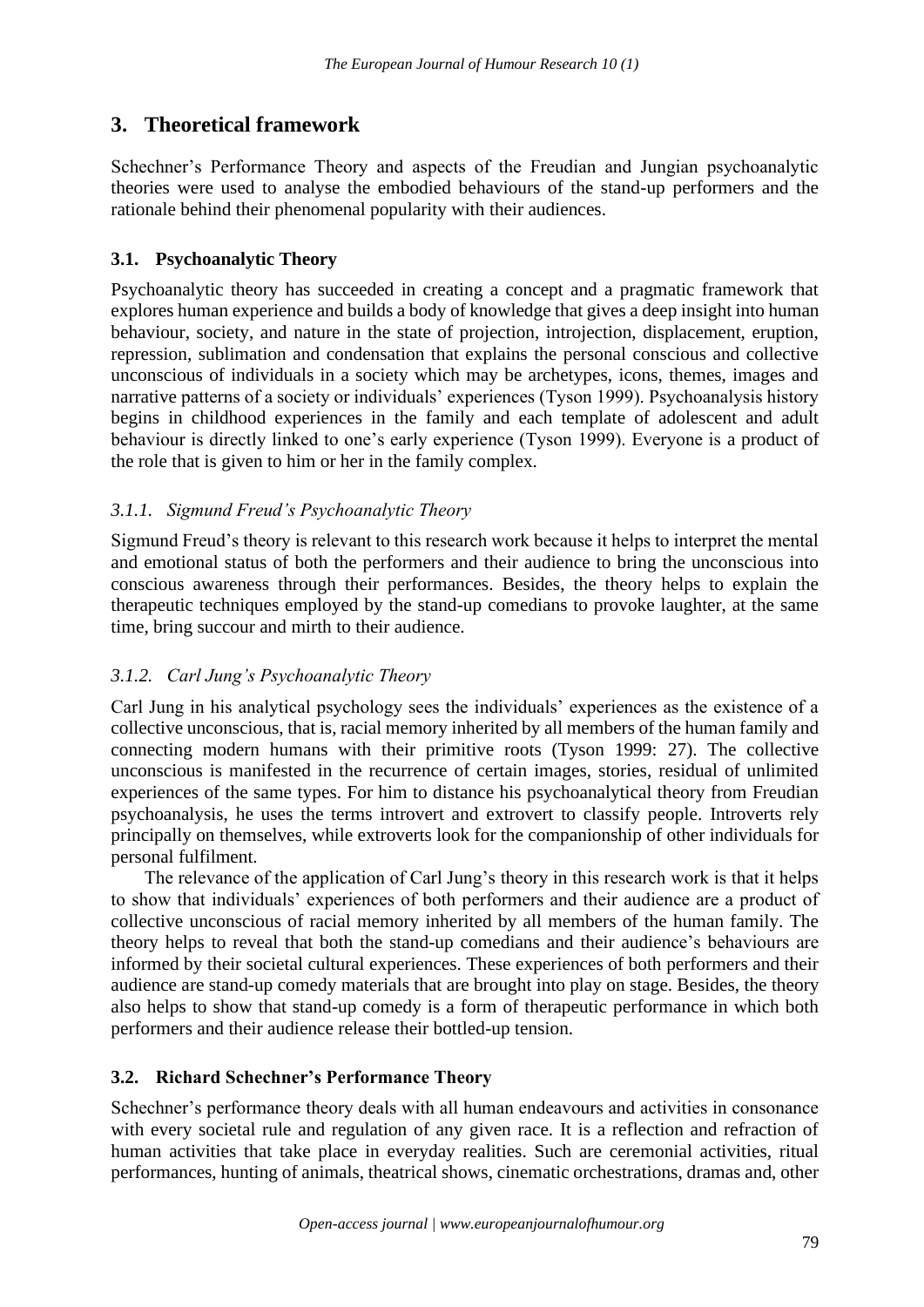## 3. Theoretical framework

Schechner's Performance Theory and aspects of the Freudian and Jungian psychoanalytic theories were used to analyse the embodied behaviours of the stand-up performers and the rationale behind their phenomenal popularity with their audiences.

### 3.1. Psychoanalytic Theory

Psychoanalytic theory has succeeded in creating a concept and a pragmatic framework that explores human experience and builds a body of knowledge that gives a deep insight into human behaviour, society, and nature in the state of projection, introjection, displacement, eruption, repression, sublimation and condensation that explains the personal conscious and collective unconscious of individuals in a society which may be archetypes, icons, themes, images and narrative patterns of a society or individuals' experiences (Tyson 1999). Psychoanalysis history begins in childhood experiences in the family and each template of adolescent and adult behaviour is directly linked to one's early experience (Tyson 1999). Everyone is a product of the role that is given to him or her in the family complex.

#### *3.1.1. Sigmund Freud's Psychoanalytic Theory*

Sigmund Freud's theory is relevant to this research work because it helps to interpret the mental and emotional status of both the performers and their audience to bring the unconscious into conscious awareness through their performances. Besides, the theory helps to explain the therapeutic techniques employed by the stand-up comedians to provoke laughter, at the same time, bring succour and mirth to their audience.

#### *3.1.2. Carl Jung's Psychoanalytic Theory*

Carl Jung in his analytical psychology sees the individuals' experiences as the existence of a collective unconscious, that is, racial memory inherited by all members of the human family and connecting modern humans with their primitive roots (Tyson 1999: 27). The collective unconscious is manifested in the recurrence of certain images, stories, residual of unlimited experiences of the same types. For him to distance his psychoanalytical theory from Freudian psychoanalysis, he uses the terms introvert and extrovert to classify people. Introverts rely principally on themselves, while extroverts look for the companionship of other individuals for personal fulfilment.

The relevance of the application of Carl Jung's theory in this research work is that it helps to show that individuals' experiences of both performers and their audience are a product of collective unconscious of racial memory inherited by all members of the human family. The theory helps to reveal that both the stand-up comedians and their audience's behaviours are informed by their societal cultural experiences. These experiences of both performers and their audience are stand-up comedy materials that are brought into play on stage. Besides, the theory also helps to show that stand-up comedy is a form of therapeutic performance in which both performers and their audience release their bottled-up tension.

### 3.2. Richard Schechner's Performance Theory

Schechner's performance theory deals with all human endeavours and activities in consonance with every societal rule and regulation of any given race. It is a reflection and refraction of human activities that take place in everyday realities. Such are ceremonial activities, ritual performances, hunting of animals, theatrical shows, cinematic orchestrations, dramas and, other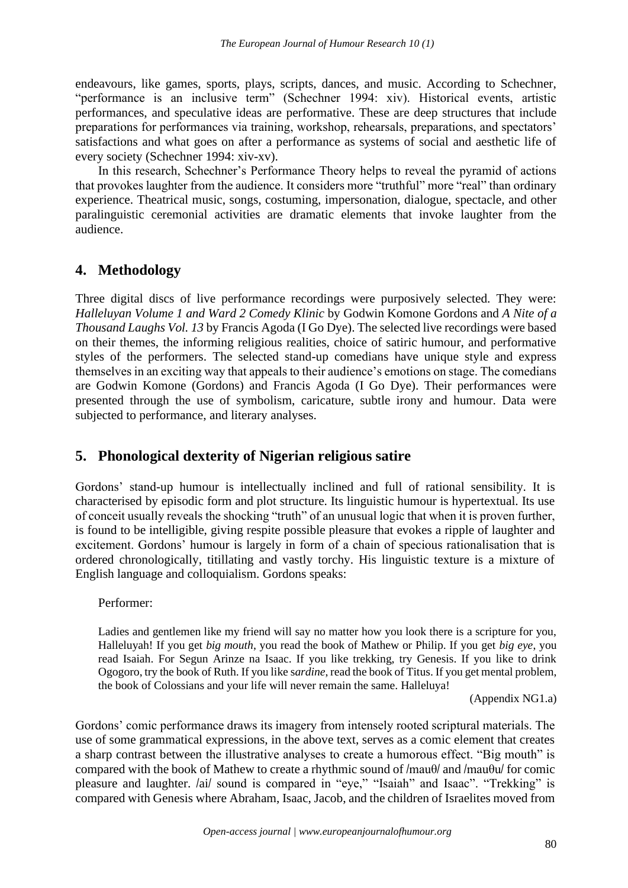endeavours, like games, sports, plays, scripts, dances, and music. According to Schechner, "performance is an inclusive term" (Schechner 1994: xiv). Historical events, artistic performances, and speculative ideas are performative. These are deep structures that include preparations for performances via training, workshop, rehearsals, preparations, and spectators' satisfactions and what goes on after a performance as systems of social and aesthetic life of every society (Schechner 1994: xiv-xv).

In this research, Schechner's Performance Theory helps to reveal the pyramid of actions that provokes laughter from the audience. It considers more "truthful" more "real" than ordinary experience. Theatrical music, songs, costuming, impersonation, dialogue, spectacle, and other paralinguistic ceremonial activities are dramatic elements that invoke laughter from the audience.

## 4. Methodology

Three digital discs of live performance recordings were purposively selected. They were: *Halleluyan Volume 1 and Ward 2 Comedy Klinic* by Godwin Komone Gordons and *A Nite of a Thousand Laughs Vol. 13* by Francis Agoda (I Go Dye). The selected live recordings were based on their themes, the informing religious realities, choice of satiric humour, and performative styles of the performers. The selected stand-up comedians have unique style and express themselves in an exciting way that appeals to their audience's emotions on stage. The comedians are Godwin Komone (Gordons) and Francis Agoda (I Go Dye). Their performances were presented through the use of symbolism, caricature, subtle irony and humour. Data were subjected to performance, and literary analyses.

## 5. Phonological dexterity of Nigerian religious satire

Gordons' stand-up humour is intellectually inclined and full of rational sensibility. It is characterised by episodic form and plot structure. Its linguistic humour is hypertextual. Its use of conceit usually reveals the shocking "truth" of an unusual logic that when it is proven further, is found to be intelligible, giving respite possible pleasure that evokes a ripple of laughter and excitement. Gordons' humour is largely in form of a chain of specious rationalisation that is ordered chronologically, titillating and vastly torchy. His linguistic texture is a mixture of English language and colloquialism. Gordons speaks:

> Performer:
>
> Ladies and gentlemen like my friend will say no matter how you look there is a scripture for you, Halleluyah! If you get *big mouth*, you read the book of Mathew or Philip. If you get *big eye*, you read Isaiah. For Segun Arinze na Isaac. If you like trekking, try Genesis. If you like to drink Ogogoro, try the book of Ruth. If you like s*ardine*, read the book of Titus. If you get mental problem, the book of Colossians and your life will never remain the same. Halleluya!
>
> (Appendix NG1.a)

Gordons' comic performance draws its imagery from intensely rooted scriptural materials. The use of some grammatical expressions, in the above text, serves as a comic element that creates a sharp contrast between the illustrative analyses to create a humorous effect. "Big mouth" is compared with the book of Mathew to create a rhythmic sound of /mauθ/ and /mauθu/ for comic pleasure and laughter. /ai/ sound is compared in "eye," "Isaiah" and Isaac". "Trekking" is compared with Genesis where Abraham, Isaac, Jacob, and the children of Israelites moved from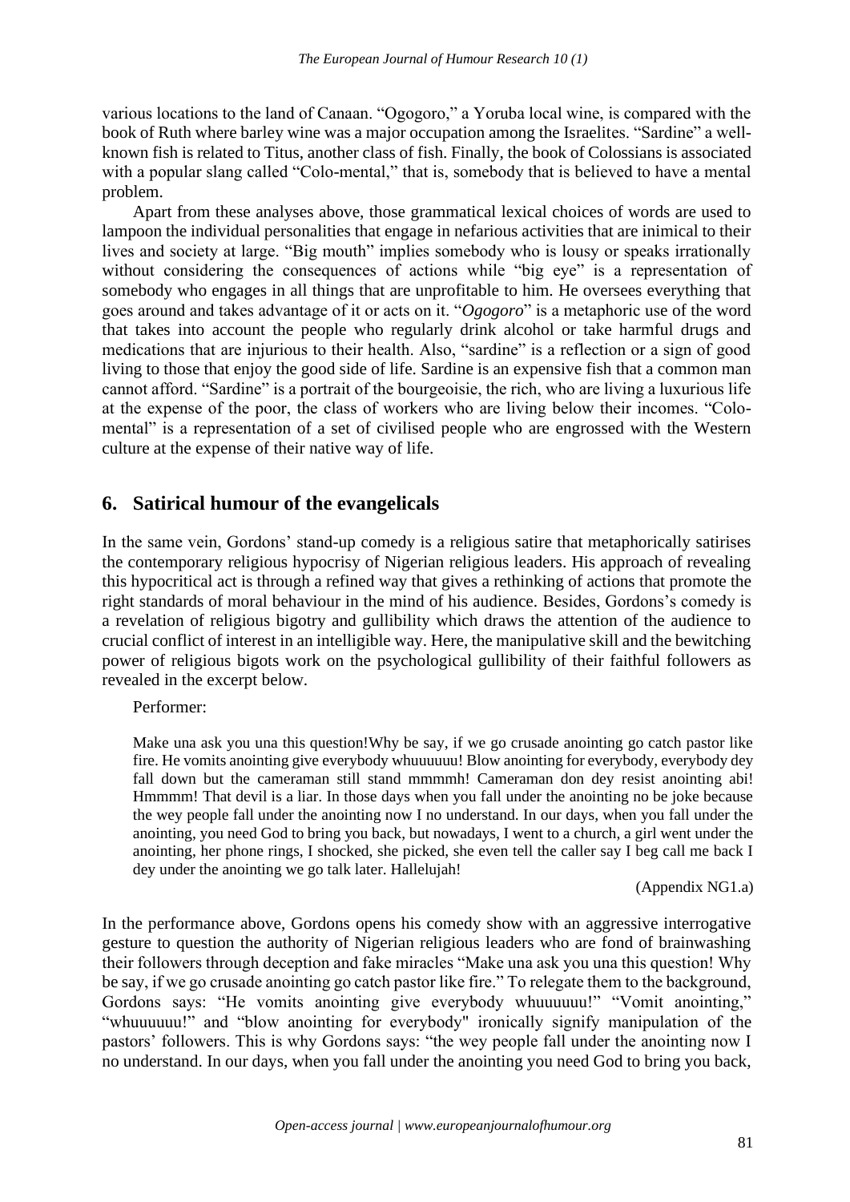various locations to the land of Canaan. "Ogogoro," a Yoruba local wine, is compared with the book of Ruth where barley wine was a major occupation among the Israelites. "Sardine" a well-known fish is related to Titus, another class of fish. Finally, the book of Colossians is associated with a popular slang called "Colo-mental," that is, somebody that is believed to have a mental problem.

Apart from these analyses above, those grammatical lexical choices of words are used to lampoon the individual personalities that engage in nefarious activities that are inimical to their lives and society at large. "Big mouth" implies somebody who is lousy or speaks irrationally without considering the consequences of actions while "big eye" is a representation of somebody who engages in all things that are unprofitable to him. He oversees everything that goes around and takes advantage of it or acts on it. "*Ogogoro*" is a metaphoric use of the word that takes into account the people who regularly drink alcohol or take harmful drugs and medications that are injurious to their health. Also, "sardine" is a reflection or a sign of good living to those that enjoy the good side of life. Sardine is an expensive fish that a common man cannot afford. "Sardine" is a portrait of the bourgeoisie, the rich, who are living a luxurious life at the expense of the poor, the class of workers who are living below their incomes. "Colo-mental" is a representation of a set of civilised people who are engrossed with the Western culture at the expense of their native way of life.

## 6. Satirical humour of the evangelicals

In the same vein, Gordons' stand-up comedy is a religious satire that metaphorically satirises the contemporary religious hypocrisy of Nigerian religious leaders. His approach of revealing this hypocritical act is through a refined way that gives a rethinking of actions that promote the right standards of moral behaviour in the mind of his audience. Besides, Gordons's comedy is a revelation of religious bigotry and gullibility which draws the attention of the audience to crucial conflict of interest in an intelligible way. Here, the manipulative skill and the bewitching power of religious bigots work on the psychological gullibility of their faithful followers as revealed in the excerpt below.

Performer:

> Make una ask you una this question!Why be say, if we go crusade anointing go catch pastor like fire. He vomits anointing give everybody whuuuuuu! Blow anointing for everybody, everybody dey fall down but the cameraman still stand mmmmh! Cameraman don dey resist anointing abi! Hmmmm! That devil is a liar. In those days when you fall under the anointing no be joke because the wey people fall under the anointing now I no understand. In our days, when you fall under the anointing, you need God to bring you back, but nowadays, I went to a church, a girl went under the anointing, her phone rings, I shocked, she picked, she even tell the caller say I beg call me back I dey under the anointing we go talk later. Hallelujah!
>
> (Appendix NG1.a)

In the performance above, Gordons opens his comedy show with an aggressive interrogative gesture to question the authority of Nigerian religious leaders who are fond of brainwashing their followers through deception and fake miracles "Make una ask you una this question! Why be say, if we go crusade anointing go catch pastor like fire." To relegate them to the background, Gordons says: "He vomits anointing give everybody whuuuuuu!" "Vomit anointing," "whuuuuuu!" and "blow anointing for everybody" ironically signify manipulation of the pastors' followers. This is why Gordons says: "the wey people fall under the anointing now I no understand. In our days, when you fall under the anointing you need God to bring you back,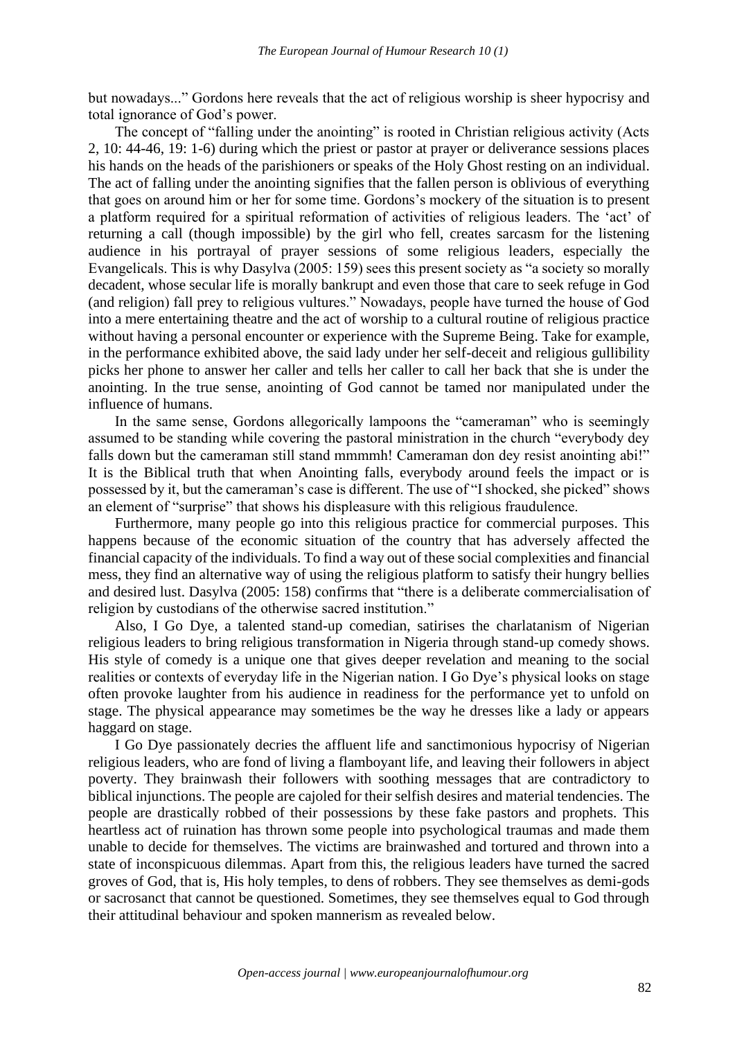but nowadays..." Gordons here reveals that the act of religious worship is sheer hypocrisy and total ignorance of God's power.

The concept of "falling under the anointing" is rooted in Christian religious activity (Acts 2, 10: 44-46, 19: 1-6) during which the priest or pastor at prayer or deliverance sessions places his hands on the heads of the parishioners or speaks of the Holy Ghost resting on an individual. The act of falling under the anointing signifies that the fallen person is oblivious of everything that goes on around him or her for some time. Gordons's mockery of the situation is to present a platform required for a spiritual reformation of activities of religious leaders. The 'act' of returning a call (though impossible) by the girl who fell, creates sarcasm for the listening audience in his portrayal of prayer sessions of some religious leaders, especially the Evangelicals. This is why Dasylva (2005: 159) sees this present society as "a society so morally decadent, whose secular life is morally bankrupt and even those that care to seek refuge in God (and religion) fall prey to religious vultures." Nowadays, people have turned the house of God into a mere entertaining theatre and the act of worship to a cultural routine of religious practice without having a personal encounter or experience with the Supreme Being. Take for example, in the performance exhibited above, the said lady under her self-deceit and religious gullibility picks her phone to answer her caller and tells her caller to call her back that she is under the anointing. In the true sense, anointing of God cannot be tamed nor manipulated under the influence of humans.

In the same sense, Gordons allegorically lampoons the "cameraman" who is seemingly assumed to be standing while covering the pastoral ministration in the church "everybody dey falls down but the cameraman still stand mmmmh! Cameraman don dey resist anointing abi!" It is the Biblical truth that when Anointing falls, everybody around feels the impact or is possessed by it, but the cameraman's case is different. The use of "I shocked, she picked" shows an element of "surprise" that shows his displeasure with this religious fraudulence.

Furthermore, many people go into this religious practice for commercial purposes. This happens because of the economic situation of the country that has adversely affected the financial capacity of the individuals. To find a way out of these social complexities and financial mess, they find an alternative way of using the religious platform to satisfy their hungry bellies and desired lust. Dasylva (2005: 158) confirms that "there is a deliberate commercialisation of religion by custodians of the otherwise sacred institution."

Also, I Go Dye, a talented stand-up comedian, satirises the charlatanism of Nigerian religious leaders to bring religious transformation in Nigeria through stand-up comedy shows. His style of comedy is a unique one that gives deeper revelation and meaning to the social realities or contexts of everyday life in the Nigerian nation. I Go Dye's physical looks on stage often provoke laughter from his audience in readiness for the performance yet to unfold on stage. The physical appearance may sometimes be the way he dresses like a lady or appears haggard on stage.

I Go Dye passionately decries the affluent life and sanctimonious hypocrisy of Nigerian religious leaders, who are fond of living a flamboyant life, and leaving their followers in abject poverty. They brainwash their followers with soothing messages that are contradictory to biblical injunctions. The people are cajoled for their selfish desires and material tendencies. The people are drastically robbed of their possessions by these fake pastors and prophets. This heartless act of ruination has thrown some people into psychological traumas and made them unable to decide for themselves. The victims are brainwashed and tortured and thrown into a state of inconspicuous dilemmas. Apart from this, the religious leaders have turned the sacred groves of God, that is, His holy temples, to dens of robbers. They see themselves as demi-gods or sacrosanct that cannot be questioned. Sometimes, they see themselves equal to God through their attitudinal behaviour and spoken mannerism as revealed below.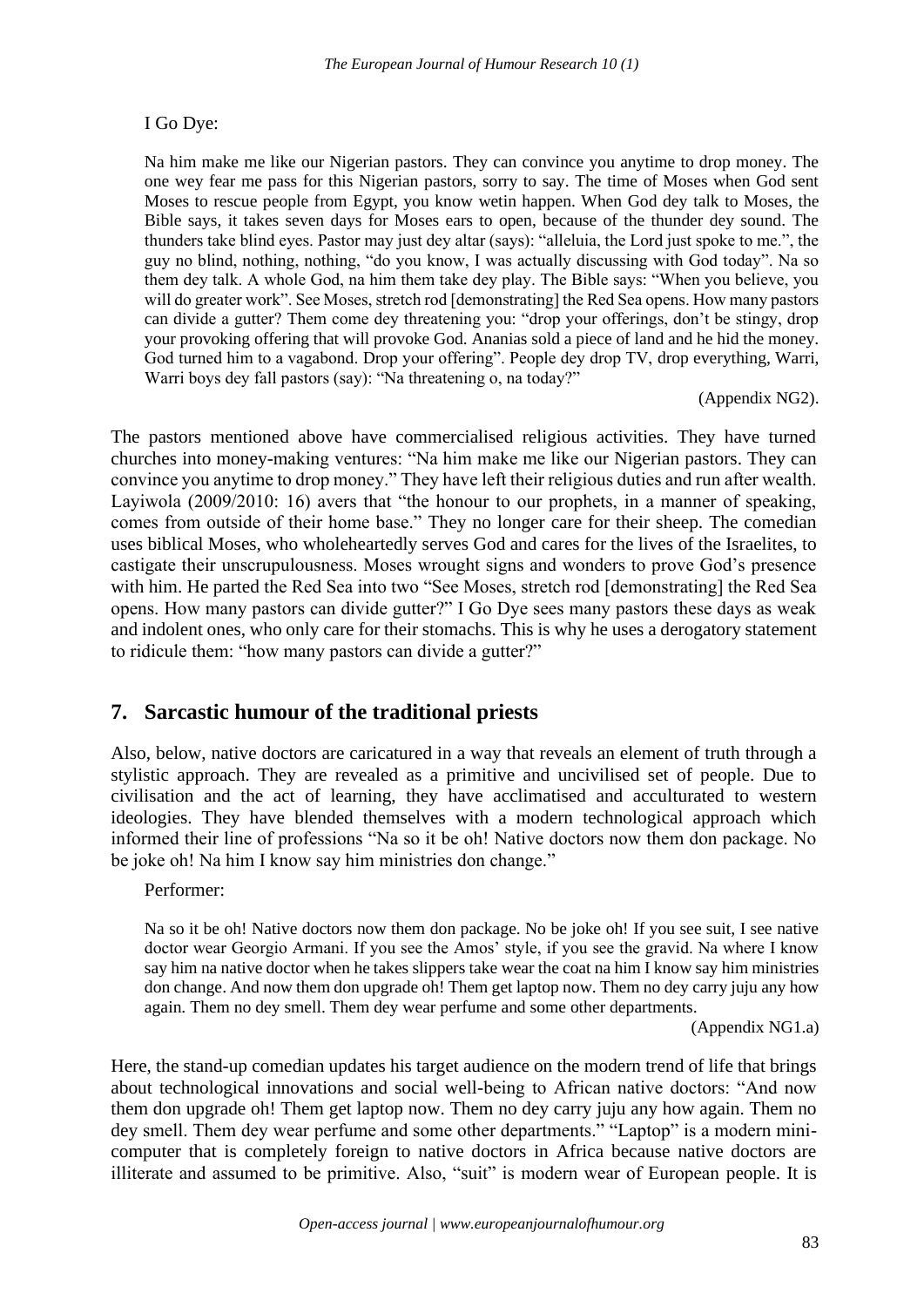I Go Dye:

> Na him make me like our Nigerian pastors. They can convince you anytime to drop money. The one wey fear me pass for this Nigerian pastors, sorry to say. The time of Moses when God sent Moses to rescue people from Egypt, you know wetin happen. When God dey talk to Moses, the Bible says, it takes seven days for Moses ears to open, because of the thunder dey sound. The thunders take blind eyes. Pastor may just dey altar (says): "alleluia, the Lord just spoke to me.", the guy no blind, nothing, nothing, "do you know, I was actually discussing with God today". Na so them dey talk. A whole God, na him them take dey play. The Bible says: "When you believe, you will do greater work". See Moses, stretch rod [demonstrating] the Red Sea opens. How many pastors can divide a gutter? Them come dey threatening you: "drop your offerings, don't be stingy, drop your provoking offering that will provoke God. Ananias sold a piece of land and he hid the money. God turned him to a vagabond. Drop your offering". People dey drop TV, drop everything, Warri, Warri boys dey fall pastors (say): "Na threatening o, na today?"
>
> (Appendix NG2).

The pastors mentioned above have commercialised religious activities. They have turned churches into money-making ventures: "Na him make me like our Nigerian pastors. They can convince you anytime to drop money." They have left their religious duties and run after wealth. Layiwola (2009/2010: 16) avers that "the honour to our prophets, in a manner of speaking, comes from outside of their home base." They no longer care for their sheep. The comedian uses biblical Moses, who wholeheartedly serves God and cares for the lives of the Israelites, to castigate their unscrupulousness. Moses wrought signs and wonders to prove God's presence with him. He parted the Red Sea into two "See Moses, stretch rod [demonstrating] the Red Sea opens. How many pastors can divide gutter?" I Go Dye sees many pastors these days as weak and indolent ones, who only care for their stomachs. This is why he uses a derogatory statement to ridicule them: "how many pastors can divide a gutter?"

## 7. Sarcastic humour of the traditional priests

Also, below, native doctors are caricatured in a way that reveals an element of truth through a stylistic approach. They are revealed as a primitive and uncivilised set of people. Due to civilisation and the act of learning, they have acclimatised and acculturated to western ideologies. They have blended themselves with a modern technological approach which informed their line of professions "Na so it be oh! Native doctors now them don package. No be joke oh! Na him I know say him ministries don change."

Performer:

> Na so it be oh! Native doctors now them don package. No be joke oh! If you see suit, I see native doctor wear Georgio Armani. If you see the Amos' style, if you see the gravid. Na where I know say him na native doctor when he takes slippers take wear the coat na him I know say him ministries don change. And now them don upgrade oh! Them get laptop now. Them no dey carry juju any how again. Them no dey smell. Them dey wear perfume and some other departments.
>
> (Appendix NG1.a)

Here, the stand-up comedian updates his target audience on the modern trend of life that brings about technological innovations and social well-being to African native doctors: "And now them don upgrade oh! Them get laptop now. Them no dey carry juju any how again. Them no dey smell. Them dey wear perfume and some other departments." "Laptop" is a modern mini-computer that is completely foreign to native doctors in Africa because native doctors are illiterate and assumed to be primitive. Also, "suit" is modern wear of European people. It is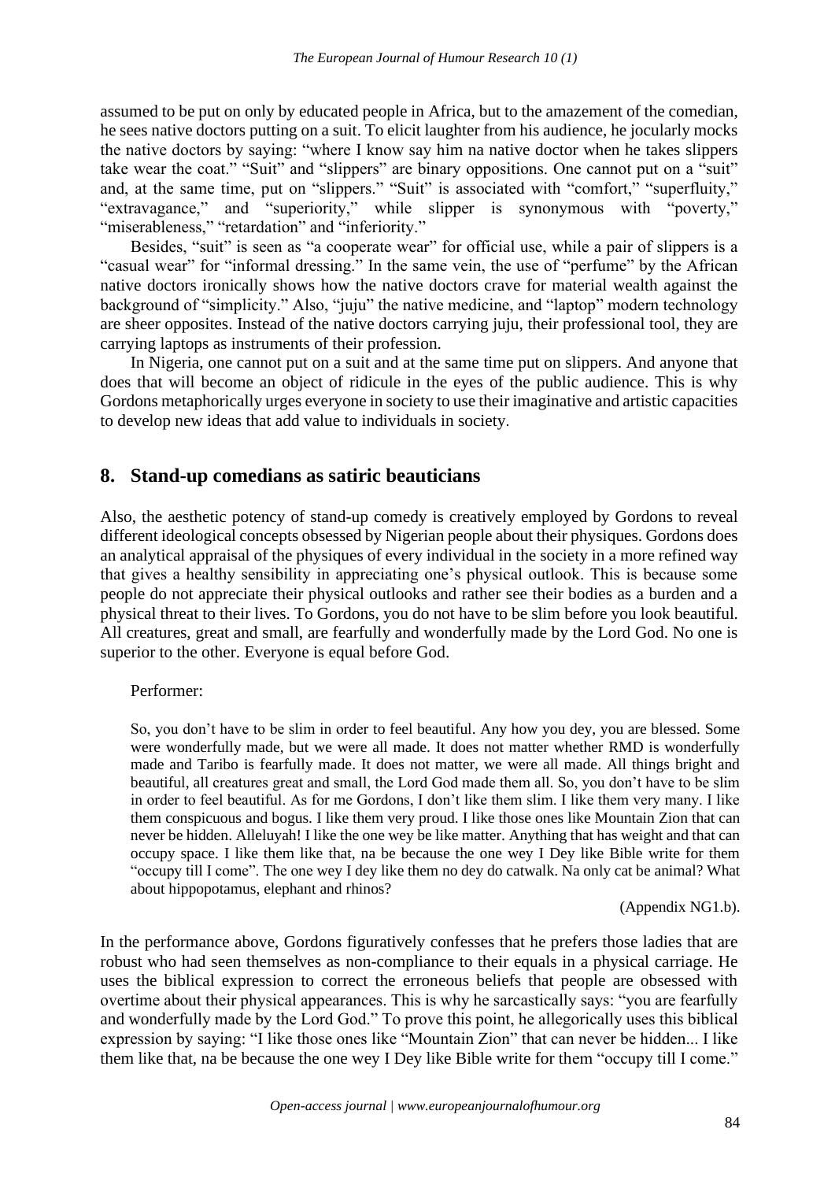assumed to be put on only by educated people in Africa, but to the amazement of the comedian, he sees native doctors putting on a suit. To elicit laughter from his audience, he jocularly mocks the native doctors by saying: "where I know say him na native doctor when he takes slippers take wear the coat." "Suit" and "slippers" are binary oppositions. One cannot put on a "suit" and, at the same time, put on "slippers." "Suit" is associated with "comfort," "superfluity," "extravagance," and "superiority," while slipper is synonymous with "poverty," "miserableness," "retardation" and "inferiority."

Besides, "suit" is seen as "a cooperate wear" for official use, while a pair of slippers is a "casual wear" for "informal dressing." In the same vein, the use of "perfume" by the African native doctors ironically shows how the native doctors crave for material wealth against the background of "simplicity." Also, "juju" the native medicine, and "laptop" modern technology are sheer opposites. Instead of the native doctors carrying juju, their professional tool, they are carrying laptops as instruments of their profession.

In Nigeria, one cannot put on a suit and at the same time put on slippers. And anyone that does that will become an object of ridicule in the eyes of the public audience. This is why Gordons metaphorically urges everyone in society to use their imaginative and artistic capacities to develop new ideas that add value to individuals in society.

## 8. Stand-up comedians as satiric beauticians

Also, the aesthetic potency of stand-up comedy is creatively employed by Gordons to reveal different ideological concepts obsessed by Nigerian people about their physiques. Gordons does an analytical appraisal of the physiques of every individual in the society in a more refined way that gives a healthy sensibility in appreciating one's physical outlook. This is because some people do not appreciate their physical outlooks and rather see their bodies as a burden and a physical threat to their lives. To Gordons, you do not have to be slim before you look beautiful. All creatures, great and small, are fearfully and wonderfully made by the Lord God. No one is superior to the other. Everyone is equal before God.

Performer:

> So, you don't have to be slim in order to feel beautiful. Any how you dey, you are blessed. Some were wonderfully made, but we were all made. It does not matter whether RMD is wonderfully made and Taribo is fearfully made. It does not matter, we were all made. All things bright and beautiful, all creatures great and small, the Lord God made them all. So, you don't have to be slim in order to feel beautiful. As for me Gordons, I don't like them slim. I like them very many. I like them conspicuous and bogus. I like them very proud. I like those ones like Mountain Zion that can never be hidden. Alleluyah! I like the one wey be like matter. Anything that has weight and that can occupy space. I like them like that, na be because the one wey I Dey like Bible write for them "occupy till I come". The one wey I dey like them no dey do catwalk. Na only cat be animal? What about hippopotamus, elephant and rhinos?
>
> (Appendix NG1.b).

In the performance above, Gordons figuratively confesses that he prefers those ladies that are robust who had seen themselves as non-compliance to their equals in a physical carriage. He uses the biblical expression to correct the erroneous beliefs that people are obsessed with overtime about their physical appearances. This is why he sarcastically says: "you are fearfully and wonderfully made by the Lord God." To prove this point, he allegorically uses this biblical expression by saying: "I like those ones like "Mountain Zion" that can never be hidden... I like them like that, na be because the one wey I Dey like Bible write for them "occupy till I come."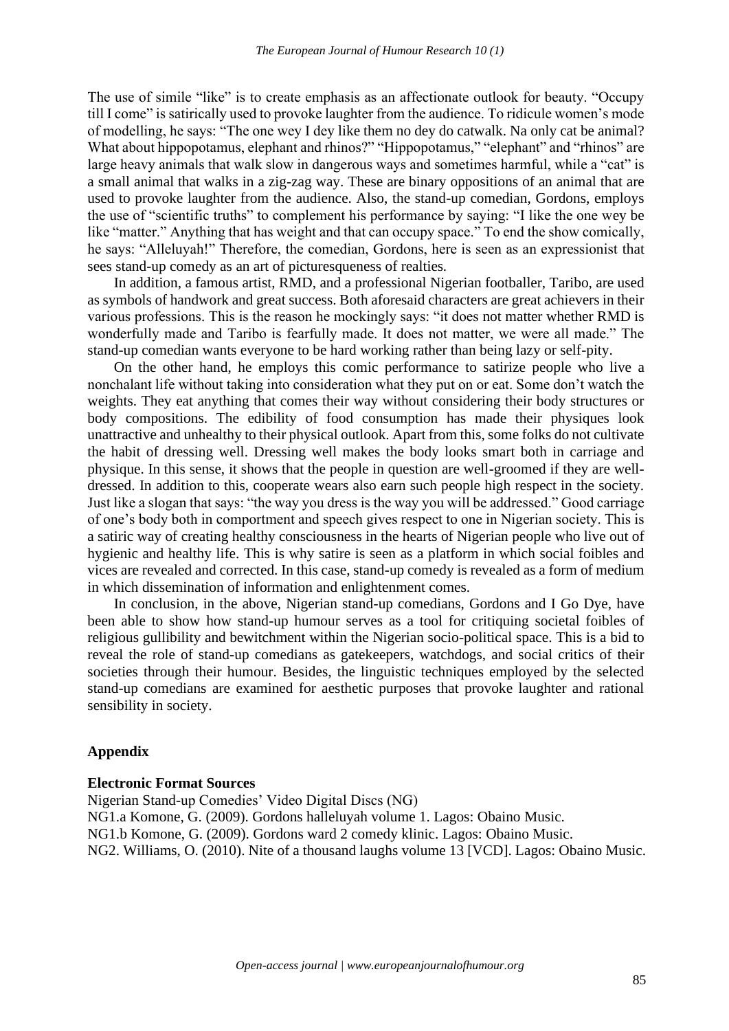The use of simile "like" is to create emphasis as an affectionate outlook for beauty. "Occupy till I come" is satirically used to provoke laughter from the audience. To ridicule women's mode of modelling, he says: "The one wey I dey like them no dey do catwalk. Na only cat be animal? What about hippopotamus, elephant and rhinos?" "Hippopotamus," "elephant" and "rhinos" are large heavy animals that walk slow in dangerous ways and sometimes harmful, while a "cat" is a small animal that walks in a zig-zag way. These are binary oppositions of an animal that are used to provoke laughter from the audience. Also, the stand-up comedian, Gordons, employs the use of "scientific truths" to complement his performance by saying: "I like the one wey be like "matter." Anything that has weight and that can occupy space." To end the show comically, he says: "Alleluyah!" Therefore, the comedian, Gordons, here is seen as an expressionist that sees stand-up comedy as an art of picturesqueness of realties.

In addition, a famous artist, RMD, and a professional Nigerian footballer, Taribo, are used as symbols of handwork and great success. Both aforesaid characters are great achievers in their various professions. This is the reason he mockingly says: "it does not matter whether RMD is wonderfully made and Taribo is fearfully made. It does not matter, we were all made." The stand-up comedian wants everyone to be hard working rather than being lazy or self-pity.

On the other hand, he employs this comic performance to satirize people who live a nonchalant life without taking into consideration what they put on or eat. Some don't watch the weights. They eat anything that comes their way without considering their body structures or body compositions. The edibility of food consumption has made their physiques look unattractive and unhealthy to their physical outlook. Apart from this, some folks do not cultivate the habit of dressing well. Dressing well makes the body looks smart both in carriage and physique. In this sense, it shows that the people in question are well-groomed if they are well-dressed. In addition to this, cooperate wears also earn such people high respect in the society. Just like a slogan that says: "the way you dress is the way you will be addressed." Good carriage of one's body both in comportment and speech gives respect to one in Nigerian society. This is a satiric way of creating healthy consciousness in the hearts of Nigerian people who live out of hygienic and healthy life. This is why satire is seen as a platform in which social foibles and vices are revealed and corrected. In this case, stand-up comedy is revealed as a form of medium in which dissemination of information and enlightenment comes.

In conclusion, in the above, Nigerian stand-up comedians, Gordons and I Go Dye, have been able to show how stand-up humour serves as a tool for critiquing societal foibles of religious gullibility and bewitchment within the Nigerian socio-political space. This is a bid to reveal the role of stand-up comedians as gatekeepers, watchdogs, and social critics of their societies through their humour. Besides, the linguistic techniques employed by the selected stand-up comedians are examined for aesthetic purposes that provoke laughter and rational sensibility in society.

## Appendix

**Electronic Format Sources**

Nigerian Stand-up Comedies' Video Digital Discs (NG)
NG1.a Komone, G. (2009). Gordons halleluyah volume 1. Lagos: Obaino Music.
NG1.b Komone, G. (2009). Gordons ward 2 comedy klinic. Lagos: Obaino Music.
NG2. Williams, O. (2010). Nite of a thousand laughs volume 13 [VCD]. Lagos: Obaino Music.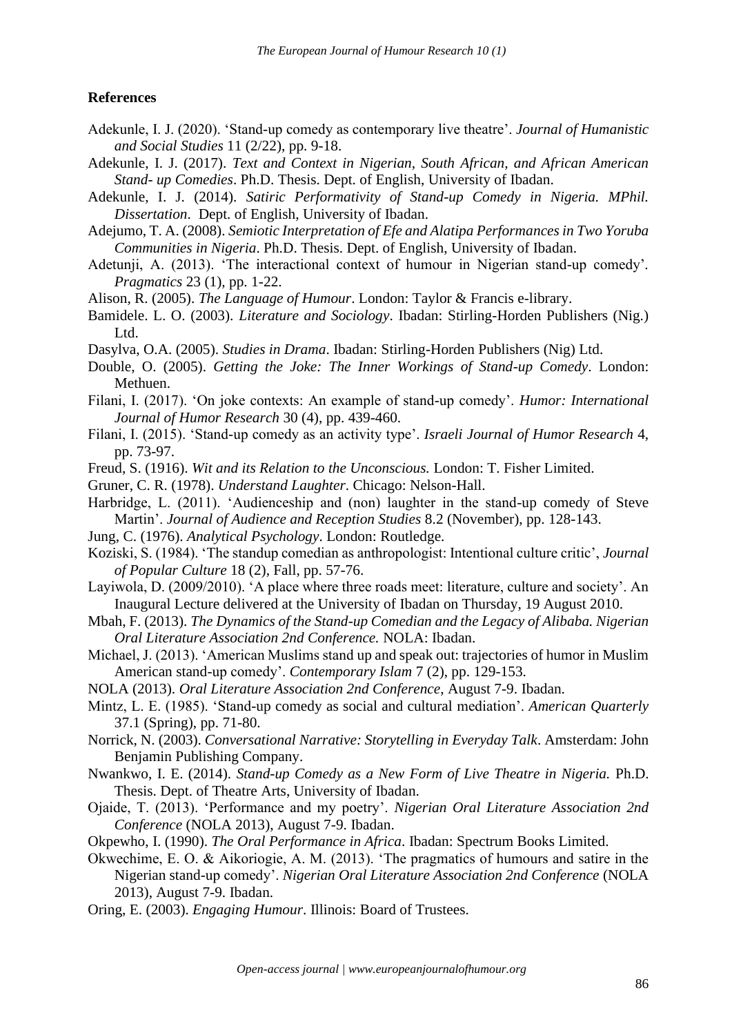## References

Adekunle, I. J. (2020). 'Stand-up comedy as contemporary live theatre'. *Journal of Humanistic and Social Studies* 11 (2/22), pp. 9-18.

Adekunle, I. J. (2017). *Text and Context in Nigerian, South African, and African American Stand- up Comedies*. Ph.D. Thesis. Dept. of English, University of Ibadan.

Adekunle, I. J. (2014). *Satiric Performativity of Stand-up Comedy in Nigeria. MPhil. Dissertation*. Dept. of English, University of Ibadan.

Adejumo, T. A. (2008). *Semiotic Interpretation of Efe and Alatipa Performances in Two Yoruba Communities in Nigeria*. Ph.D. Thesis. Dept. of English, University of Ibadan.

Adetunji, A. (2013). 'The interactional context of humour in Nigerian stand-up comedy'. *Pragmatics* 23 (1), pp. 1-22.

Alison, R. (2005). *The Language of Humour*. London: Taylor & Francis e-library.

Bamidele. L. O. (2003). *Literature and Sociology*. Ibadan: Stirling-Horden Publishers (Nig.) Ltd.

Dasylva, O.A. (2005). *Studies in Drama*. Ibadan: Stirling-Horden Publishers (Nig) Ltd.

Double, O. (2005). *Getting the Joke: The Inner Workings of Stand-up Comedy*. London: Methuen.

Filani, I. (2017). 'On joke contexts: An example of stand-up comedy'. *Humor: International Journal of Humor Research* 30 (4), pp. 439-460.

Filani, I. (2015). 'Stand-up comedy as an activity type'. *Israeli Journal of Humor Research* 4, pp. 73-97.

Freud, S. (1916). *Wit and its Relation to the Unconscious.* London: T. Fisher Limited.

Gruner, C. R. (1978). *Understand Laughter*. Chicago: Nelson-Hall.

Harbridge, L. (2011). 'Audienceship and (non) laughter in the stand-up comedy of Steve Martin'. *Journal of Audience and Reception Studies* 8.2 (November), pp. 128-143.

Jung, C. (1976). *Analytical Psychology*. London: Routledge.

Koziski, S. (1984). 'The standup comedian as anthropologist: Intentional culture critic', *Journal of Popular Culture* 18 (2), Fall, pp. 57-76.

Layiwola, D. (2009/2010). 'A place where three roads meet: literature, culture and society'. An Inaugural Lecture delivered at the University of Ibadan on Thursday, 19 August 2010.

Mbah, F. (2013). *The Dynamics of the Stand-up Comedian and the Legacy of Alibaba. Nigerian Oral Literature Association 2nd Conference.* NOLA: Ibadan.

Michael, J. (2013). 'American Muslims stand up and speak out: trajectories of humor in Muslim American stand-up comedy'. *Contemporary Islam* 7 (2), pp. 129-153.

NOLA (2013). *Oral Literature Association 2nd Conference,* August 7-9. Ibadan.

Mintz, L. E. (1985). 'Stand-up comedy as social and cultural mediation'. *American Quarterly* 37.1 (Spring), pp. 71-80.

Norrick, N. (2003). *Conversational Narrative: Storytelling in Everyday Talk*. Amsterdam: John Benjamin Publishing Company.

Nwankwo, I. E. (2014). *Stand-up Comedy as a New Form of Live Theatre in Nigeria.* Ph.D. Thesis. Dept. of Theatre Arts, University of Ibadan.

Ojaide, T. (2013). 'Performance and my poetry'. *Nigerian Oral Literature Association 2nd Conference* (NOLA 2013), August 7-9. Ibadan.

Okpewho, I. (1990). *The Oral Performance in Africa*. Ibadan: Spectrum Books Limited.

Okwechime, E. O. & Aikoriogie, A. M. (2013). 'The pragmatics of humours and satire in the Nigerian stand-up comedy'. *Nigerian Oral Literature Association 2nd Conference* (NOLA 2013), August 7-9. Ibadan.

Oring, E. (2003). *Engaging Humour*. Illinois: Board of Trustees.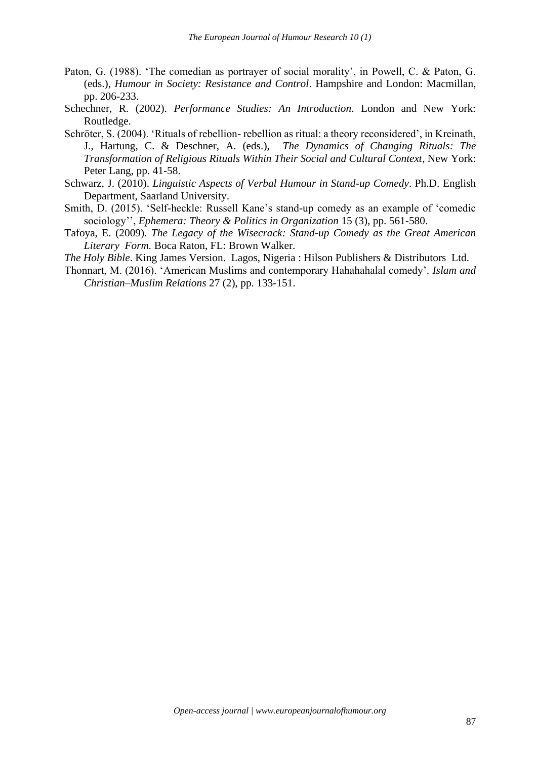Paton, G. (1988). 'The comedian as portrayer of social morality', in Powell, C. & Paton, G. (eds.), *Humour in Society: Resistance and Control*. Hampshire and London: Macmillan, pp. 206-233.

Schechner, R. (2002). *Performance Studies: An Introduction*. London and New York: Routledge.

Schröter, S. (2004). 'Rituals of rebellion- rebellion as ritual: a theory reconsidered', in Kreinath, J., Hartung, C. & Deschner, A. (eds.), *The Dynamics of Changing Rituals: The Transformation of Religious Rituals Within Their Social and Cultural Context*, New York: Peter Lang, pp. 41-58.

Schwarz, J. (2010). *Linguistic Aspects of Verbal Humour in Stand-up Comedy*. Ph.D. English Department, Saarland University.

Smith, D. (2015). 'Self-heckle: Russell Kane's stand-up comedy as an example of 'comedic sociology'', *Ephemera: Theory & Politics in Organization* 15 (3), pp. 561-580.

Tafoya, E. (2009). *The Legacy of the Wisecrack: Stand-up Comedy as the Great American Literary Form.* Boca Raton, FL: Brown Walker.

*The Holy Bible*. King James Version. Lagos, Nigeria : Hilson Publishers & Distributors Ltd.

Thonnart, M. (2016). 'American Muslims and contemporary Hahahahalal comedy'. *Islam and Christian–Muslim Relations* 27 (2), pp. 133-151.